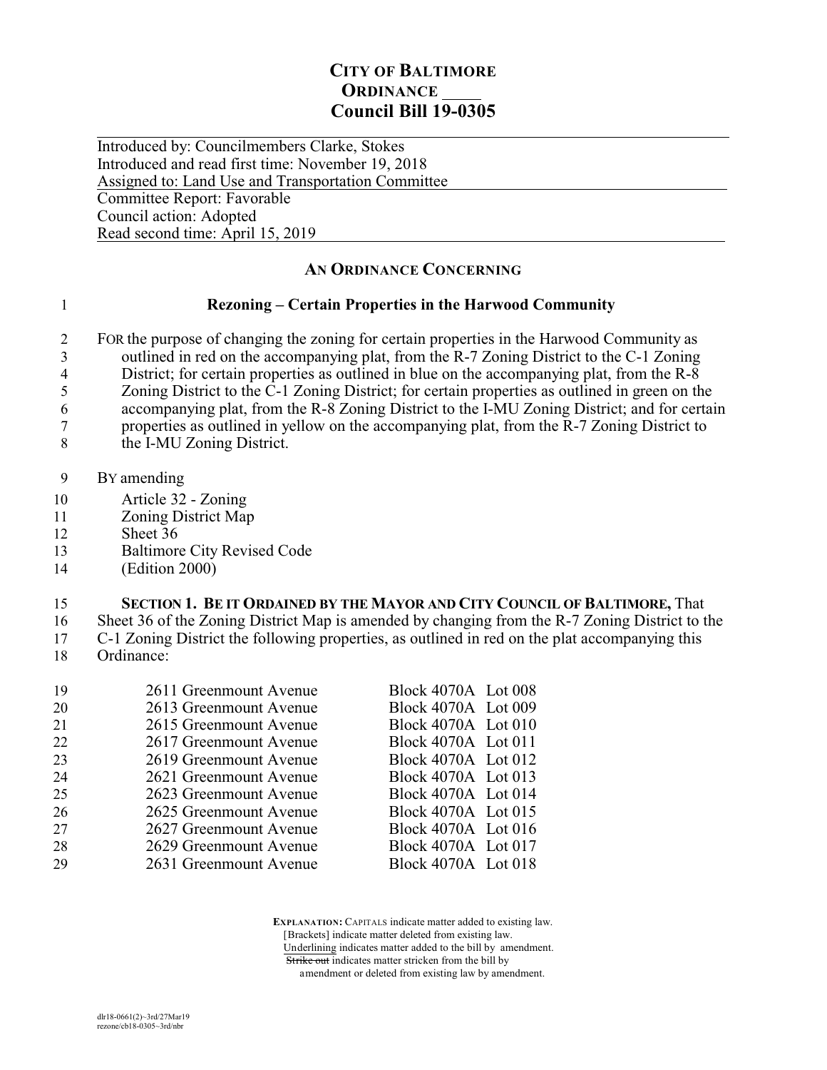# CITY OF BALTIMORE
## ORDINANCE ____
## Council Bill 19-0305

Introduced by: Councilmembers Clarke, Stokes
Introduced and read first time: November 19, 2018
Assigned to: Land Use and Transportation Committee

Committee Report: Favorable
Council action: Adopted
Read second time: April 15, 2019

### AN ORDINANCE CONCERNING

**Rezoning – Certain Properties in the Harwood Community**

FOR the purpose of changing the zoning for certain properties in the Harwood Community as outlined in red on the accompanying plat, from the R-7 Zoning District to the C-1 Zoning District; for certain properties as outlined in blue on the accompanying plat, from the R-8 Zoning District to the C-1 Zoning District; for certain properties as outlined in green on the accompanying plat, from the R-8 Zoning District to the I-MU Zoning District; and for certain properties as outlined in yellow on the accompanying plat, from the R-7 Zoning District to the I-MU Zoning District.

BY amending
Article 32 - Zoning
Zoning District Map
Sheet 36
Baltimore City Revised Code
(Edition 2000)

**SECTION 1. BE IT ORDAINED BY THE MAYOR AND CITY COUNCIL OF BALTIMORE,** That Sheet 36 of the Zoning District Map is amended by changing from the R-7 Zoning District to the C-1 Zoning District the following properties, as outlined in red on the plat accompanying this Ordinance:

| Address | Block | Lot |
|---|---|---|
| 2611 Greenmount Avenue | Block 4070A | Lot 008 |
| 2613 Greenmount Avenue | Block 4070A | Lot 009 |
| 2615 Greenmount Avenue | Block 4070A | Lot 010 |
| 2617 Greenmount Avenue | Block 4070A | Lot 011 |
| 2619 Greenmount Avenue | Block 4070A | Lot 012 |
| 2621 Greenmount Avenue | Block 4070A | Lot 013 |
| 2623 Greenmount Avenue | Block 4070A | Lot 014 |
| 2625 Greenmount Avenue | Block 4070A | Lot 015 |
| 2627 Greenmount Avenue | Block 4070A | Lot 016 |
| 2629 Greenmount Avenue | Block 4070A | Lot 017 |
| 2631 Greenmount Avenue | Block 4070A | Lot 018 |

**EXPLANATION:** CAPITALS indicate matter added to existing law.
[Brackets] indicate matter deleted from existing law.
Underlining indicates matter added to the bill by amendment.
~~Strike out~~ indicates matter stricken from the bill by amendment or deleted from existing law by amendment.

dlr18-0661(2)~3rd/27Mar19
rezone/cb18-0305~3rd/nbr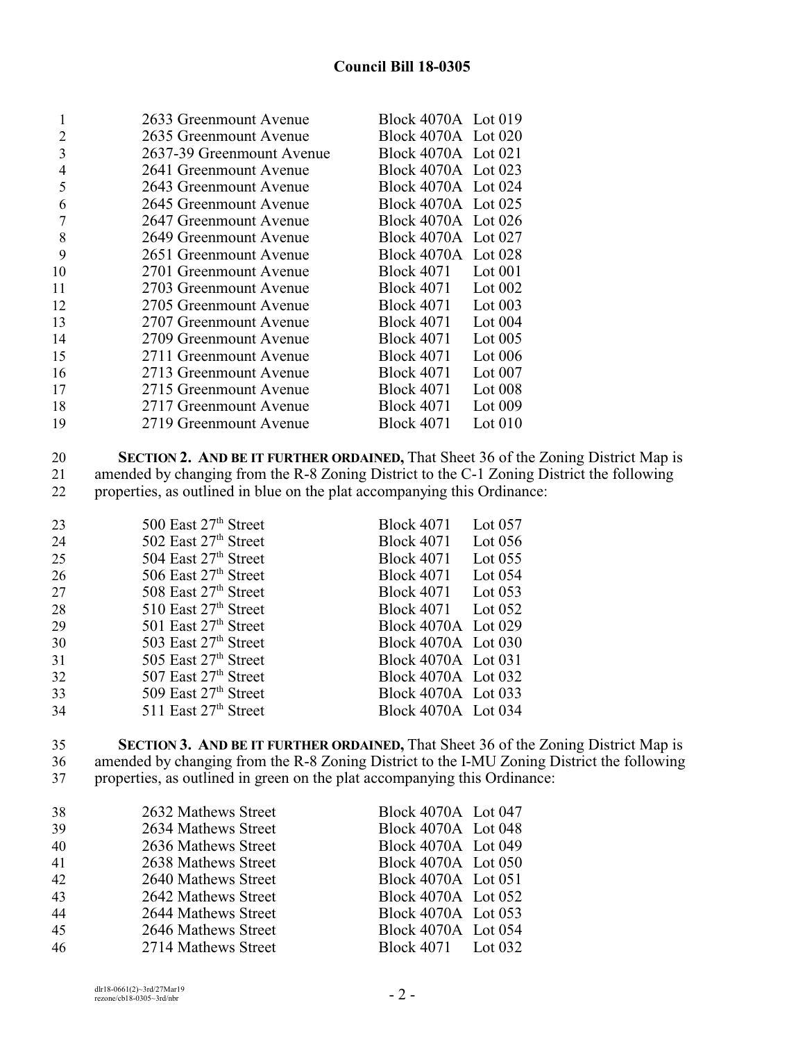**Council Bill 18-0305**

| Address | Block | Lot |
|---|---|---|
| 2633 Greenmount Avenue | Block 4070A | Lot 019 |
| 2635 Greenmount Avenue | Block 4070A | Lot 020 |
| 2637-39 Greenmount Avenue | Block 4070A | Lot 021 |
| 2641 Greenmount Avenue | Block 4070A | Lot 023 |
| 2643 Greenmount Avenue | Block 4070A | Lot 024 |
| 2645 Greenmount Avenue | Block 4070A | Lot 025 |
| 2647 Greenmount Avenue | Block 4070A | Lot 026 |
| 2649 Greenmount Avenue | Block 4070A | Lot 027 |
| 2651 Greenmount Avenue | Block 4070A | Lot 028 |
| 2701 Greenmount Avenue | Block 4071 | Lot 001 |
| 2703 Greenmount Avenue | Block 4071 | Lot 002 |
| 2705 Greenmount Avenue | Block 4071 | Lot 003 |
| 2707 Greenmount Avenue | Block 4071 | Lot 004 |
| 2709 Greenmount Avenue | Block 4071 | Lot 005 |
| 2711 Greenmount Avenue | Block 4071 | Lot 006 |
| 2713 Greenmount Avenue | Block 4071 | Lot 007 |
| 2715 Greenmount Avenue | Block 4071 | Lot 008 |
| 2717 Greenmount Avenue | Block 4071 | Lot 009 |
| 2719 Greenmount Avenue | Block 4071 | Lot 010 |

**SECTION 2. AND BE IT FURTHER ORDAINED,** That Sheet 36 of the Zoning District Map is amended by changing from the R-8 Zoning District to the C-1 Zoning District the following properties, as outlined in blue on the plat accompanying this Ordinance:

| Address | Block | Lot |
|---|---|---|
| 500 East 27th Street | Block 4071 | Lot 057 |
| 502 East 27th Street | Block 4071 | Lot 056 |
| 504 East 27th Street | Block 4071 | Lot 055 |
| 506 East 27th Street | Block 4071 | Lot 054 |
| 508 East 27th Street | Block 4071 | Lot 053 |
| 510 East 27th Street | Block 4071 | Lot 052 |
| 501 East 27th Street | Block 4070A | Lot 029 |
| 503 East 27th Street | Block 4070A | Lot 030 |
| 505 East 27th Street | Block 4070A | Lot 031 |
| 507 East 27th Street | Block 4070A | Lot 032 |
| 509 East 27th Street | Block 4070A | Lot 033 |
| 511 East 27th Street | Block 4070A | Lot 034 |

**SECTION 3. AND BE IT FURTHER ORDAINED,** That Sheet 36 of the Zoning District Map is amended by changing from the R-8 Zoning District to the I-MU Zoning District the following properties, as outlined in green on the plat accompanying this Ordinance:

| Address | Block | Lot |
|---|---|---|
| 2632 Mathews Street | Block 4070A | Lot 047 |
| 2634 Mathews Street | Block 4070A | Lot 048 |
| 2636 Mathews Street | Block 4070A | Lot 049 |
| 2638 Mathews Street | Block 4070A | Lot 050 |
| 2640 Mathews Street | Block 4070A | Lot 051 |
| 2642 Mathews Street | Block 4070A | Lot 052 |
| 2644 Mathews Street | Block 4070A | Lot 053 |
| 2646 Mathews Street | Block 4070A | Lot 054 |
| 2714 Mathews Street | Block 4071 | Lot 032 |

dlr18-0661(2)~3rd/27Mar19
rezone/cb18-0305~3rd/nbr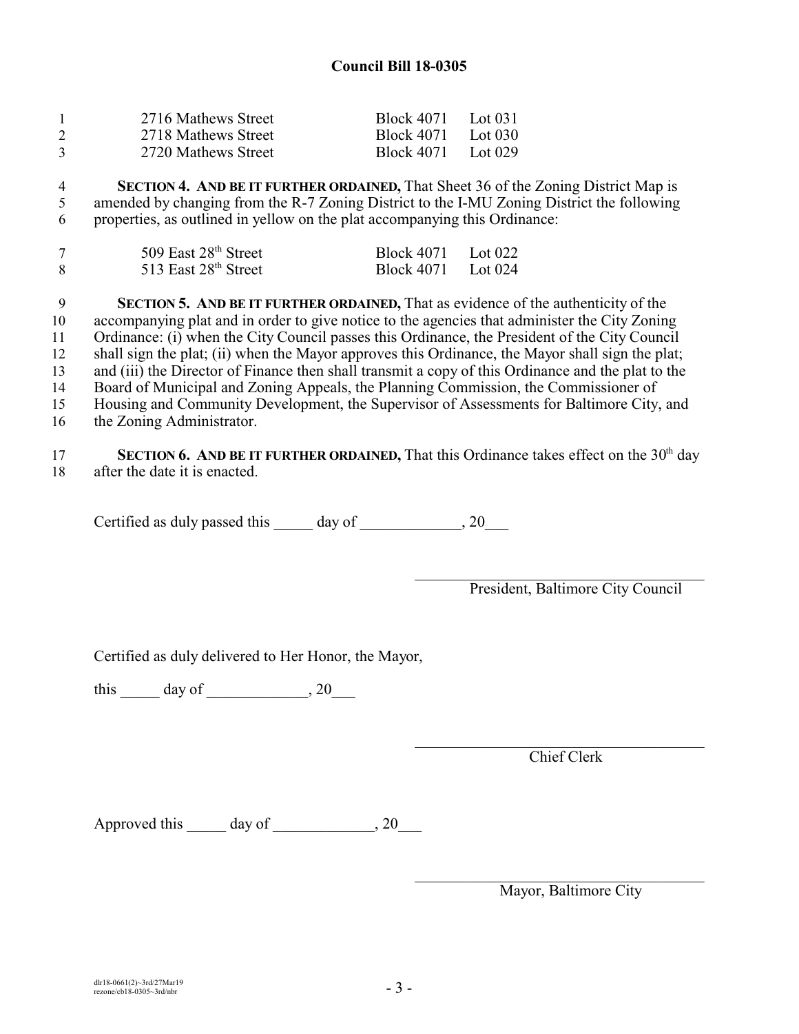**Council Bill 18-0305**

| | | |
|---|---|---|
| 2716 Mathews Street | Block 4071 | Lot 031 |
| 2718 Mathews Street | Block 4071 | Lot 030 |
| 2720 Mathews Street | Block 4071 | Lot 029 |

**SECTION 4. AND BE IT FURTHER ORDAINED,** That Sheet 36 of the Zoning District Map is amended by changing from the R-7 Zoning District to the I-MU Zoning District the following properties, as outlined in yellow on the plat accompanying this Ordinance:

| | | |
|---|---|---|
| 509 East 28th Street | Block 4071 | Lot 022 |
| 513 East 28th Street | Block 4071 | Lot 024 |

**SECTION 5. AND BE IT FURTHER ORDAINED,** That as evidence of the authenticity of the accompanying plat and in order to give notice to the agencies that administer the City Zoning Ordinance: (i) when the City Council passes this Ordinance, the President of the City Council shall sign the plat; (ii) when the Mayor approves this Ordinance, the Mayor shall sign the plat; and (iii) the Director of Finance then shall transmit a copy of this Ordinance and the plat to the Board of Municipal and Zoning Appeals, the Planning Commission, the Commissioner of Housing and Community Development, the Supervisor of Assessments for Baltimore City, and the Zoning Administrator.

**SECTION 6. AND BE IT FURTHER ORDAINED,** That this Ordinance takes effect on the 30th day after the date it is enacted.

Certified as duly passed this _____ day of _____________, 20___

_______________________________________
President, Baltimore City Council

Certified as duly delivered to Her Honor, the Mayor,

this _____ day of _____________, 20___

_______________________________________
Chief Clerk

Approved this _____ day of _____________, 20___

_______________________________________
Mayor, Baltimore City

dlr18-0661(2)~3rd/27Mar19
rezone/cb18-0305~3rd/nbr